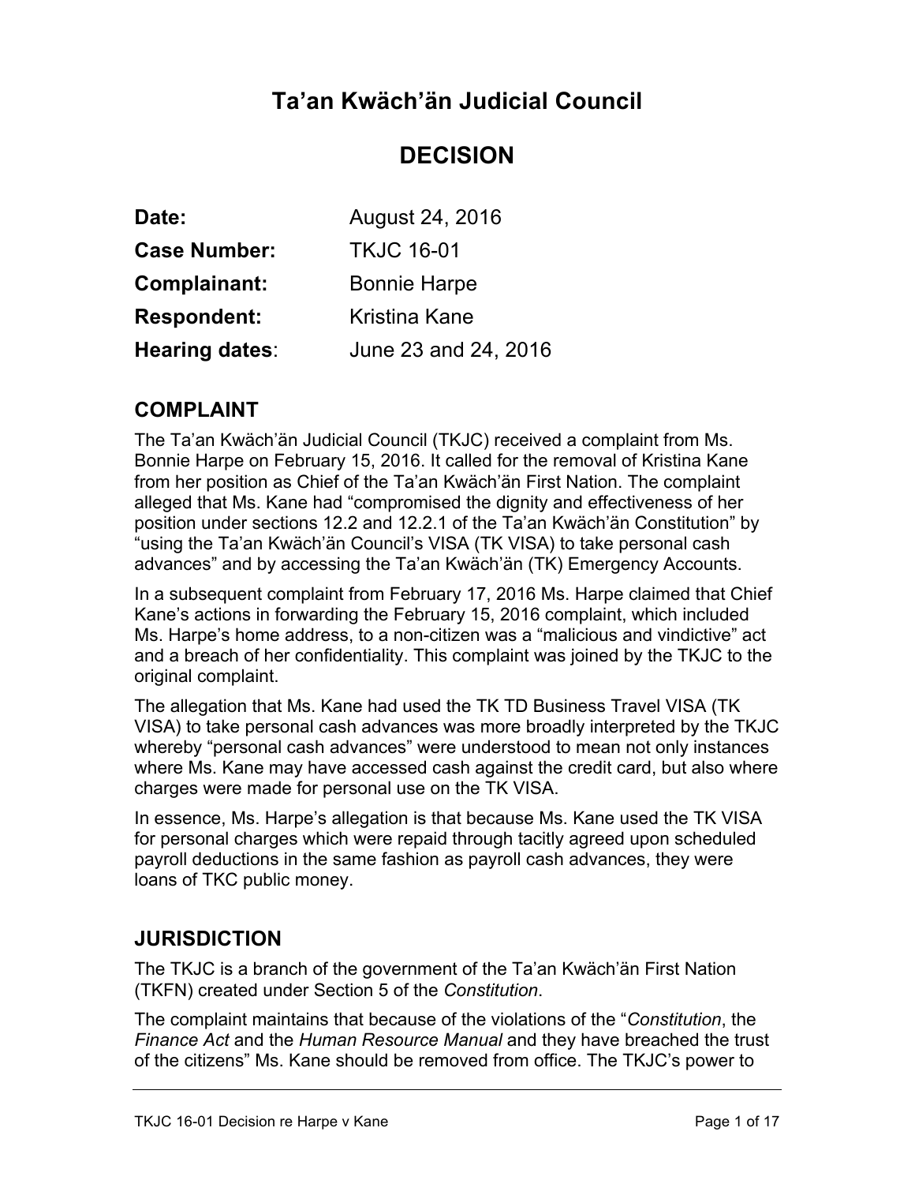# Ta'an Kwäch'än Judicial Council

# DECISION

**Date:** August 24, 2016

**Case Number:** TKJC 16-01

**Complainant:** Bonnie Harpe

**Respondent:** Kristina Kane

**Hearing dates**: June 23 and 24, 2016

## COMPLAINT

The Ta'an Kwäch'än Judicial Council (TKJC) received a complaint from Ms. Bonnie Harpe on February 15, 2016. It called for the removal of Kristina Kane from her position as Chief of the Ta'an Kwäch'än First Nation. The complaint alleged that Ms. Kane had "compromised the dignity and effectiveness of her position under sections 12.2 and 12.2.1 of the Ta'an Kwäch'än Constitution" by "using the Ta'an Kwäch'än Council's VISA (TK VISA) to take personal cash advances" and by accessing the Ta'an Kwäch'än (TK) Emergency Accounts.

In a subsequent complaint from February 17, 2016 Ms. Harpe claimed that Chief Kane's actions in forwarding the February 15, 2016 complaint, which included Ms. Harpe's home address, to a non-citizen was a "malicious and vindictive" act and a breach of her confidentiality. This complaint was joined by the TKJC to the original complaint.

The allegation that Ms. Kane had used the TK TD Business Travel VISA (TK VISA) to take personal cash advances was more broadly interpreted by the TKJC whereby "personal cash advances" were understood to mean not only instances where Ms. Kane may have accessed cash against the credit card, but also where charges were made for personal use on the TK VISA.

In essence, Ms. Harpe's allegation is that because Ms. Kane used the TK VISA for personal charges which were repaid through tacitly agreed upon scheduled payroll deductions in the same fashion as payroll cash advances, they were loans of TKC public money.

## JURISDICTION

The TKJC is a branch of the government of the Ta'an Kwäch'än First Nation (TKFN) created under Section 5 of the *Constitution*.

The complaint maintains that because of the violations of the "*Constitution*, the *Finance Act* and the *Human Resource Manual* and they have breached the trust of the citizens" Ms. Kane should be removed from office. The TKJC's power to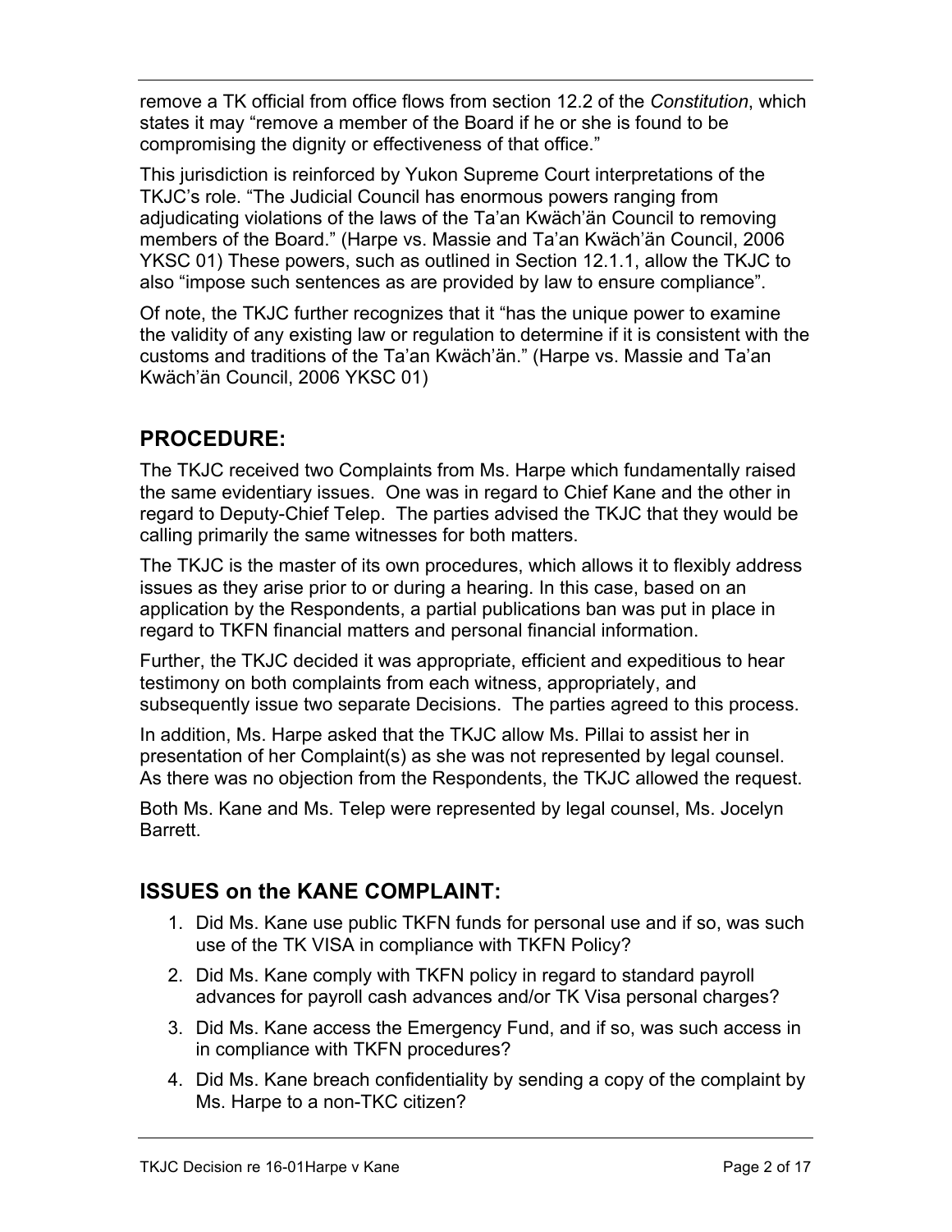remove a TK official from office flows from section 12.2 of the *Constitution*, which states it may "remove a member of the Board if he or she is found to be compromising the dignity or effectiveness of that office."

This jurisdiction is reinforced by Yukon Supreme Court interpretations of the TKJC's role. "The Judicial Council has enormous powers ranging from adjudicating violations of the laws of the Ta'an Kwäch'än Council to removing members of the Board." (Harpe vs. Massie and Ta'an Kwäch'än Council, 2006 YKSC 01) These powers, such as outlined in Section 12.1.1, allow the TKJC to also "impose such sentences as are provided by law to ensure compliance".

Of note, the TKJC further recognizes that it "has the unique power to examine the validity of any existing law or regulation to determine if it is consistent with the customs and traditions of the Ta'an Kwäch'än." (Harpe vs. Massie and Ta'an Kwäch'än Council, 2006 YKSC 01)

## PROCEDURE:

The TKJC received two Complaints from Ms. Harpe which fundamentally raised the same evidentiary issues. One was in regard to Chief Kane and the other in regard to Deputy-Chief Telep. The parties advised the TKJC that they would be calling primarily the same witnesses for both matters.

The TKJC is the master of its own procedures, which allows it to flexibly address issues as they arise prior to or during a hearing. In this case, based on an application by the Respondents, a partial publications ban was put in place in regard to TKFN financial matters and personal financial information.

Further, the TKJC decided it was appropriate, efficient and expeditious to hear testimony on both complaints from each witness, appropriately, and subsequently issue two separate Decisions. The parties agreed to this process.

In addition, Ms. Harpe asked that the TKJC allow Ms. Pillai to assist her in presentation of her Complaint(s) as she was not represented by legal counsel. As there was no objection from the Respondents, the TKJC allowed the request.

Both Ms. Kane and Ms. Telep were represented by legal counsel, Ms. Jocelyn Barrett.

## ISSUES on the KANE COMPLAINT:

1. Did Ms. Kane use public TKFN funds for personal use and if so, was such use of the TK VISA in compliance with TKFN Policy?
2. Did Ms. Kane comply with TKFN policy in regard to standard payroll advances for payroll cash advances and/or TK Visa personal charges?
3. Did Ms. Kane access the Emergency Fund, and if so, was such access in in compliance with TKFN procedures?
4. Did Ms. Kane breach confidentiality by sending a copy of the complaint by Ms. Harpe to a non-TKC citizen?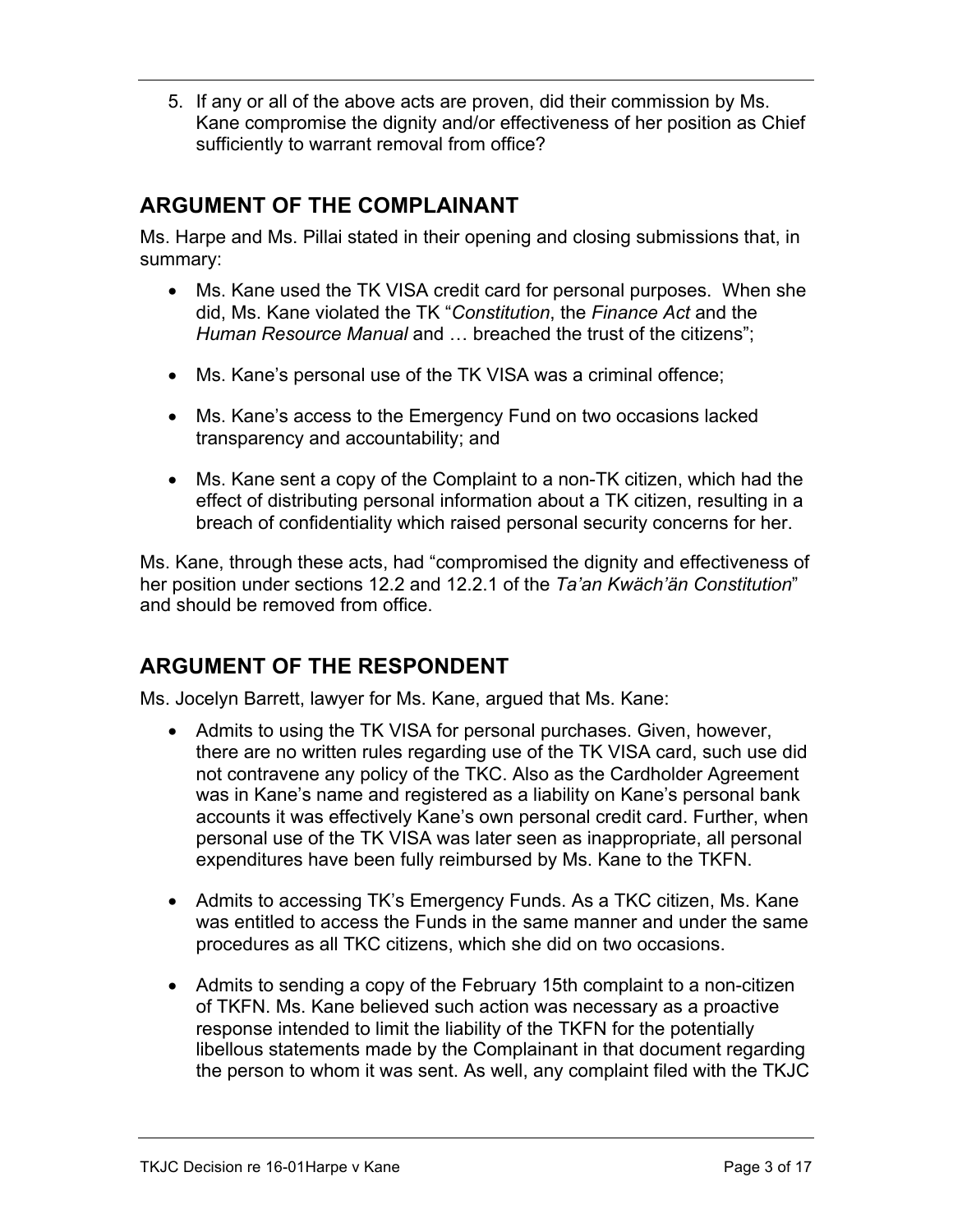5. If any or all of the above acts are proven, did their commission by Ms. Kane compromise the dignity and/or effectiveness of her position as Chief sufficiently to warrant removal from office?

## ARGUMENT OF THE COMPLAINANT

Ms. Harpe and Ms. Pillai stated in their opening and closing submissions that, in summary:

- Ms. Kane used the TK VISA credit card for personal purposes. When she did, Ms. Kane violated the TK "*Constitution*, the *Finance Act* and the *Human Resource Manual* and … breached the trust of the citizens";
- Ms. Kane's personal use of the TK VISA was a criminal offence;
- Ms. Kane's access to the Emergency Fund on two occasions lacked transparency and accountability; and
- Ms. Kane sent a copy of the Complaint to a non-TK citizen, which had the effect of distributing personal information about a TK citizen, resulting in a breach of confidentiality which raised personal security concerns for her.

Ms. Kane, through these acts, had "compromised the dignity and effectiveness of her position under sections 12.2 and 12.2.1 of the *Ta'an Kwäch'än Constitution*" and should be removed from office.

## ARGUMENT OF THE RESPONDENT

Ms. Jocelyn Barrett, lawyer for Ms. Kane, argued that Ms. Kane:

- Admits to using the TK VISA for personal purchases. Given, however, there are no written rules regarding use of the TK VISA card, such use did not contravene any policy of the TKC. Also as the Cardholder Agreement was in Kane's name and registered as a liability on Kane's personal bank accounts it was effectively Kane's own personal credit card. Further, when personal use of the TK VISA was later seen as inappropriate, all personal expenditures have been fully reimbursed by Ms. Kane to the TKFN.
- Admits to accessing TK's Emergency Funds. As a TKC citizen, Ms. Kane was entitled to access the Funds in the same manner and under the same procedures as all TKC citizens, which she did on two occasions.
- Admits to sending a copy of the February 15th complaint to a non-citizen of TKFN. Ms. Kane believed such action was necessary as a proactive response intended to limit the liability of the TKFN for the potentially libellous statements made by the Complainant in that document regarding the person to whom it was sent. As well, any complaint filed with the TKJC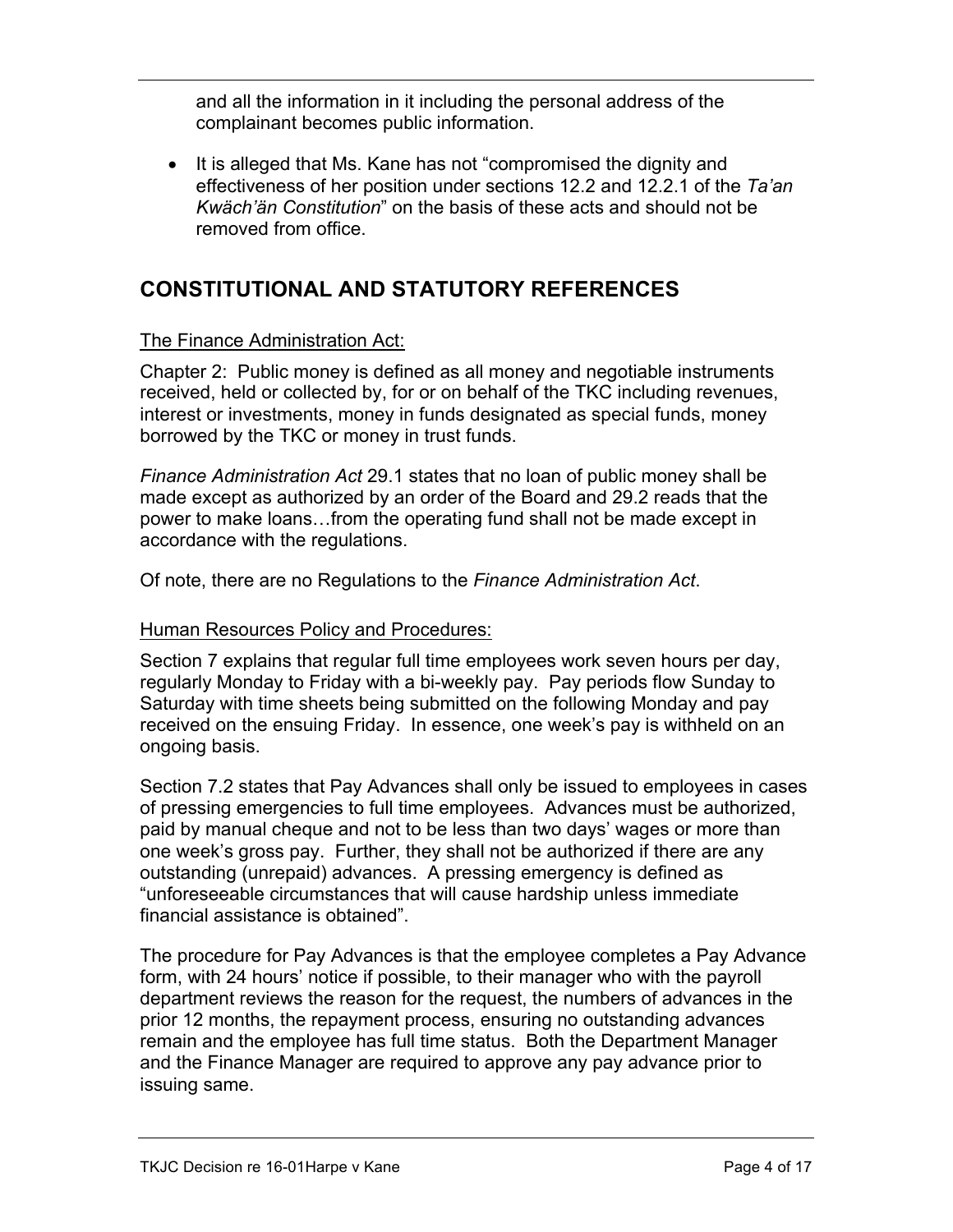and all the information in it including the personal address of the complainant becomes public information.

- It is alleged that Ms. Kane has not "compromised the dignity and effectiveness of her position under sections 12.2 and 12.2.1 of the *Ta'an Kwäch'än Constitution*" on the basis of these acts and should not be removed from office.

## CONSTITUTIONAL AND STATUTORY REFERENCES

The Finance Administration Act:

Chapter 2: Public money is defined as all money and negotiable instruments received, held or collected by, for or on behalf of the TKC including revenues, interest or investments, money in funds designated as special funds, money borrowed by the TKC or money in trust funds.

*Finance Administration Act* 29.1 states that no loan of public money shall be made except as authorized by an order of the Board and 29.2 reads that the power to make loans…from the operating fund shall not be made except in accordance with the regulations.

Of note, there are no Regulations to the *Finance Administration Act*.

Human Resources Policy and Procedures:

Section 7 explains that regular full time employees work seven hours per day, regularly Monday to Friday with a bi-weekly pay. Pay periods flow Sunday to Saturday with time sheets being submitted on the following Monday and pay received on the ensuing Friday. In essence, one week's pay is withheld on an ongoing basis.

Section 7.2 states that Pay Advances shall only be issued to employees in cases of pressing emergencies to full time employees. Advances must be authorized, paid by manual cheque and not to be less than two days' wages or more than one week's gross pay. Further, they shall not be authorized if there are any outstanding (unrepaid) advances. A pressing emergency is defined as "unforeseeable circumstances that will cause hardship unless immediate financial assistance is obtained".

The procedure for Pay Advances is that the employee completes a Pay Advance form, with 24 hours' notice if possible, to their manager who with the payroll department reviews the reason for the request, the numbers of advances in the prior 12 months, the repayment process, ensuring no outstanding advances remain and the employee has full time status. Both the Department Manager and the Finance Manager are required to approve any pay advance prior to issuing same.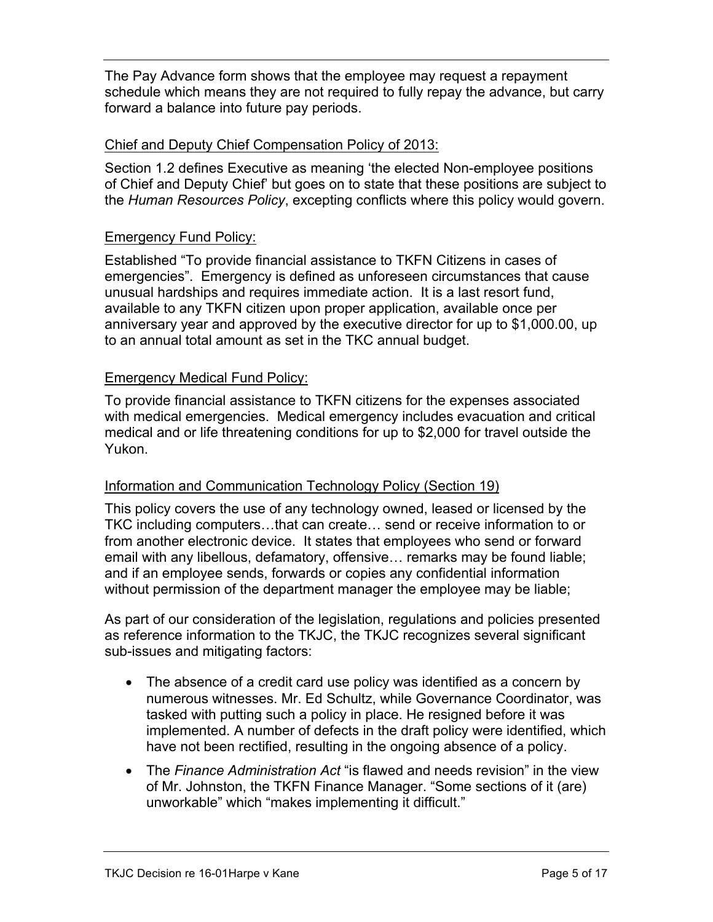The Pay Advance form shows that the employee may request a repayment schedule which means they are not required to fully repay the advance, but carry forward a balance into future pay periods.

<u>Chief and Deputy Chief Compensation Policy of 2013:</u>

Section 1.2 defines Executive as meaning 'the elected Non-employee positions of Chief and Deputy Chief' but goes on to state that these positions are subject to the *Human Resources Policy*, excepting conflicts where this policy would govern.

<u>Emergency Fund Policy:</u>

Established "To provide financial assistance to TKFN Citizens in cases of emergencies". Emergency is defined as unforeseen circumstances that cause unusual hardships and requires immediate action. It is a last resort fund, available to any TKFN citizen upon proper application, available once per anniversary year and approved by the executive director for up to $1,000.00, up to an annual total amount as set in the TKC annual budget.

<u>Emergency Medical Fund Policy:</u>

To provide financial assistance to TKFN citizens for the expenses associated with medical emergencies. Medical emergency includes evacuation and critical medical and or life threatening conditions for up to $2,000 for travel outside the Yukon.

<u>Information and Communication Technology Policy (Section 19)</u>

This policy covers the use of any technology owned, leased or licensed by the TKC including computers…that can create… send or receive information to or from another electronic device. It states that employees who send or forward email with any libellous, defamatory, offensive… remarks may be found liable; and if an employee sends, forwards or copies any confidential information without permission of the department manager the employee may be liable;

As part of our consideration of the legislation, regulations and policies presented as reference information to the TKJC, the TKJC recognizes several significant sub-issues and mitigating factors:

- The absence of a credit card use policy was identified as a concern by numerous witnesses. Mr. Ed Schultz, while Governance Coordinator, was tasked with putting such a policy in place. He resigned before it was implemented. A number of defects in the draft policy were identified, which have not been rectified, resulting in the ongoing absence of a policy.
- The *Finance Administration Act* "is flawed and needs revision" in the view of Mr. Johnston, the TKFN Finance Manager. "Some sections of it (are) unworkable" which "makes implementing it difficult."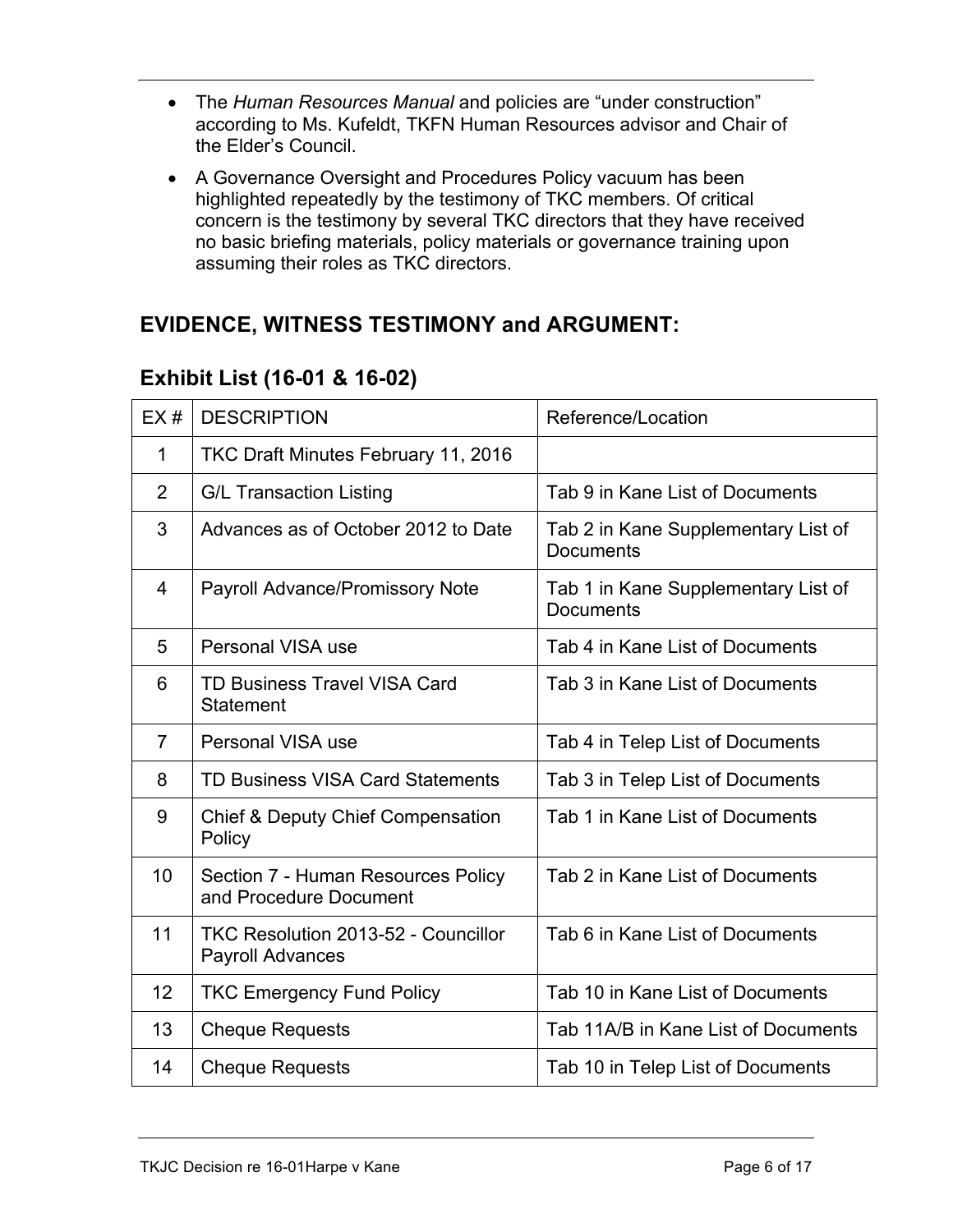- The *Human Resources Manual* and policies are "under construction" according to Ms. Kufeldt, TKFN Human Resources advisor and Chair of the Elder's Council.
- A Governance Oversight and Procedures Policy vacuum has been highlighted repeatedly by the testimony of TKC members. Of critical concern is the testimony by several TKC directors that they have received no basic briefing materials, policy materials or governance training upon assuming their roles as TKC directors.

## EVIDENCE, WITNESS TESTIMONY and ARGUMENT:

### Exhibit List (16-01 & 16-02)

| EX # | DESCRIPTION | Reference/Location |
|---|---|---|
| 1 | TKC Draft Minutes February 11, 2016 | |
| 2 | G/L Transaction Listing | Tab 9 in Kane List of Documents |
| 3 | Advances as of October 2012 to Date | Tab 2 in Kane Supplementary List of Documents |
| 4 | Payroll Advance/Promissory Note | Tab 1 in Kane Supplementary List of Documents |
| 5 | Personal VISA use | Tab 4 in Kane List of Documents |
| 6 | TD Business Travel VISA Card Statement | Tab 3 in Kane List of Documents |
| 7 | Personal VISA use | Tab 4 in Telep List of Documents |
| 8 | TD Business VISA Card Statements | Tab 3 in Telep List of Documents |
| 9 | Chief & Deputy Chief Compensation Policy | Tab 1 in Kane List of Documents |
| 10 | Section 7 - Human Resources Policy and Procedure Document | Tab 2 in Kane List of Documents |
| 11 | TKC Resolution 2013-52 - Councillor Payroll Advances | Tab 6 in Kane List of Documents |
| 12 | TKC Emergency Fund Policy | Tab 10 in Kane List of Documents |
| 13 | Cheque Requests | Tab 11A/B in Kane List of Documents |
| 14 | Cheque Requests | Tab 10 in Telep List of Documents |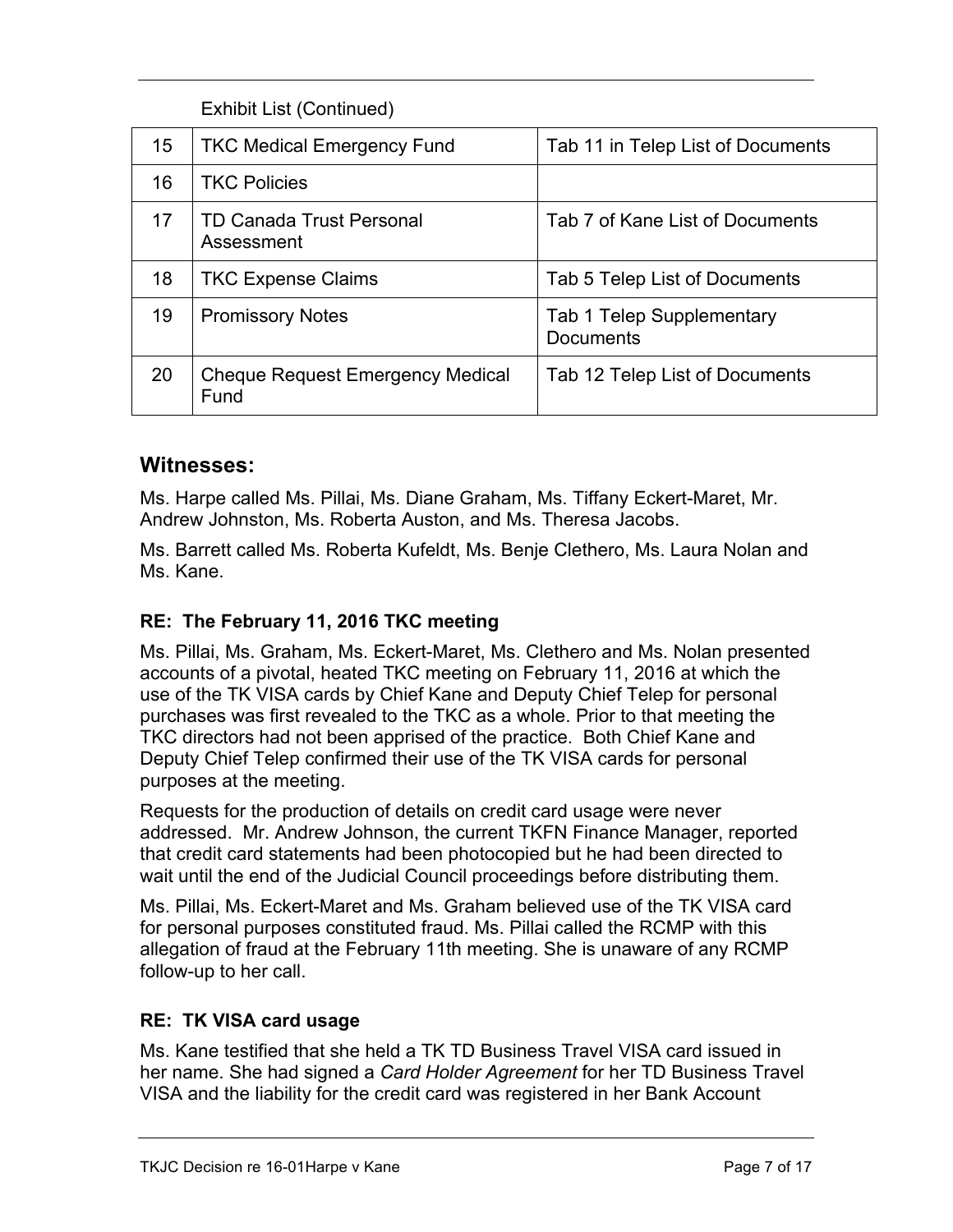Exhibit List (Continued)

| | | |
|---|---|---|
| 15 | TKC Medical Emergency Fund | Tab 11 in Telep List of Documents |
| 16 | TKC Policies | |
| 17 | TD Canada Trust Personal Assessment | Tab 7 of Kane List of Documents |
| 18 | TKC Expense Claims | Tab 5 Telep List of Documents |
| 19 | Promissory Notes | Tab 1 Telep Supplementary Documents |
| 20 | Cheque Request Emergency Medical Fund | Tab 12 Telep List of Documents |

## Witnesses:

Ms. Harpe called Ms. Pillai, Ms. Diane Graham, Ms. Tiffany Eckert-Maret, Mr. Andrew Johnston, Ms. Roberta Auston, and Ms. Theresa Jacobs.

Ms. Barrett called Ms. Roberta Kufeldt, Ms. Benje Clethero, Ms. Laura Nolan and Ms. Kane.

### RE: The February 11, 2016 TKC meeting

Ms. Pillai, Ms. Graham, Ms. Eckert-Maret, Ms. Clethero and Ms. Nolan presented accounts of a pivotal, heated TKC meeting on February 11, 2016 at which the use of the TK VISA cards by Chief Kane and Deputy Chief Telep for personal purchases was first revealed to the TKC as a whole. Prior to that meeting the TKC directors had not been apprised of the practice. Both Chief Kane and Deputy Chief Telep confirmed their use of the TK VISA cards for personal purposes at the meeting.

Requests for the production of details on credit card usage were never addressed. Mr. Andrew Johnson, the current TKFN Finance Manager, reported that credit card statements had been photocopied but he had been directed to wait until the end of the Judicial Council proceedings before distributing them.

Ms. Pillai, Ms. Eckert-Maret and Ms. Graham believed use of the TK VISA card for personal purposes constituted fraud. Ms. Pillai called the RCMP with this allegation of fraud at the February 11th meeting. She is unaware of any RCMP follow-up to her call.

### RE: TK VISA card usage

Ms. Kane testified that she held a TK TD Business Travel VISA card issued in her name. She had signed a *Card Holder Agreement* for her TD Business Travel VISA and the liability for the credit card was registered in her Bank Account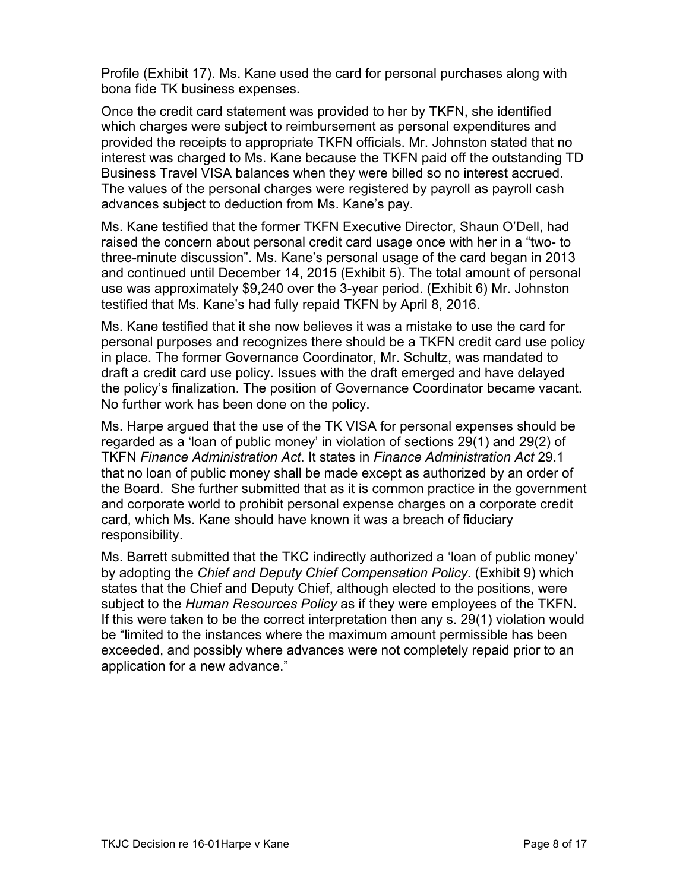Profile (Exhibit 17). Ms. Kane used the card for personal purchases along with bona fide TK business expenses.

Once the credit card statement was provided to her by TKFN, she identified which charges were subject to reimbursement as personal expenditures and provided the receipts to appropriate TKFN officials. Mr. Johnston stated that no interest was charged to Ms. Kane because the TKFN paid off the outstanding TD Business Travel VISA balances when they were billed so no interest accrued. The values of the personal charges were registered by payroll as payroll cash advances subject to deduction from Ms. Kane's pay.

Ms. Kane testified that the former TKFN Executive Director, Shaun O'Dell, had raised the concern about personal credit card usage once with her in a "two- to three-minute discussion". Ms. Kane's personal usage of the card began in 2013 and continued until December 14, 2015 (Exhibit 5). The total amount of personal use was approximately $9,240 over the 3-year period. (Exhibit 6) Mr. Johnston testified that Ms. Kane's had fully repaid TKFN by April 8, 2016.

Ms. Kane testified that it she now believes it was a mistake to use the card for personal purposes and recognizes there should be a TKFN credit card use policy in place. The former Governance Coordinator, Mr. Schultz, was mandated to draft a credit card use policy. Issues with the draft emerged and have delayed the policy's finalization. The position of Governance Coordinator became vacant. No further work has been done on the policy.

Ms. Harpe argued that the use of the TK VISA for personal expenses should be regarded as a 'loan of public money' in violation of sections 29(1) and 29(2) of TKFN *Finance Administration Act*. It states in *Finance Administration Act* 29.1 that no loan of public money shall be made except as authorized by an order of the Board. She further submitted that as it is common practice in the government and corporate world to prohibit personal expense charges on a corporate credit card, which Ms. Kane should have known it was a breach of fiduciary responsibility.

Ms. Barrett submitted that the TKC indirectly authorized a 'loan of public money' by adopting the *Chief and Deputy Chief Compensation Policy*. (Exhibit 9) which states that the Chief and Deputy Chief, although elected to the positions, were subject to the *Human Resources Policy* as if they were employees of the TKFN. If this were taken to be the correct interpretation then any s. 29(1) violation would be "limited to the instances where the maximum amount permissible has been exceeded, and possibly where advances were not completely repaid prior to an application for a new advance."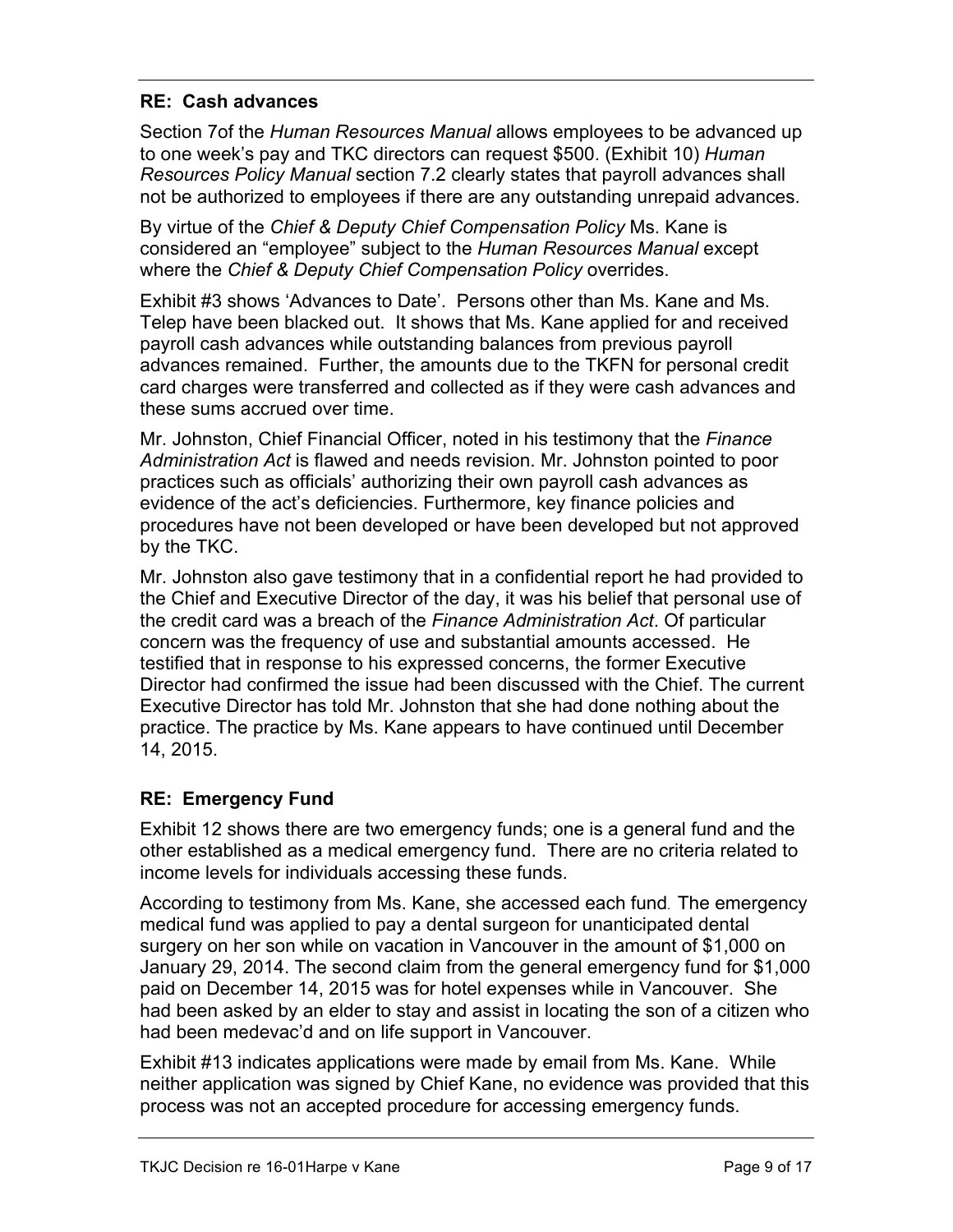## RE: Cash advances

Section 7of the *Human Resources Manual* allows employees to be advanced up to one week's pay and TKC directors can request $500. (Exhibit 10) *Human Resources Policy Manual* section 7.2 clearly states that payroll advances shall not be authorized to employees if there are any outstanding unrepaid advances.

By virtue of the *Chief & Deputy Chief Compensation Policy* Ms. Kane is considered an "employee" subject to the *Human Resources Manual* except where the *Chief & Deputy Chief Compensation Policy* overrides.

Exhibit #3 shows 'Advances to Date'. Persons other than Ms. Kane and Ms. Telep have been blacked out. It shows that Ms. Kane applied for and received payroll cash advances while outstanding balances from previous payroll advances remained. Further, the amounts due to the TKFN for personal credit card charges were transferred and collected as if they were cash advances and these sums accrued over time.

Mr. Johnston, Chief Financial Officer, noted in his testimony that the *Finance Administration Act* is flawed and needs revision. Mr. Johnston pointed to poor practices such as officials' authorizing their own payroll cash advances as evidence of the act's deficiencies. Furthermore, key finance policies and procedures have not been developed or have been developed but not approved by the TKC.

Mr. Johnston also gave testimony that in a confidential report he had provided to the Chief and Executive Director of the day, it was his belief that personal use of the credit card was a breach of the *Finance Administration Act*. Of particular concern was the frequency of use and substantial amounts accessed. He testified that in response to his expressed concerns, the former Executive Director had confirmed the issue had been discussed with the Chief. The current Executive Director has told Mr. Johnston that she had done nothing about the practice. The practice by Ms. Kane appears to have continued until December 14, 2015.

## RE: Emergency Fund

Exhibit 12 shows there are two emergency funds; one is a general fund and the other established as a medical emergency fund. There are no criteria related to income levels for individuals accessing these funds.

According to testimony from Ms. Kane, she accessed each fund. The emergency medical fund was applied to pay a dental surgeon for unanticipated dental surgery on her son while on vacation in Vancouver in the amount of $1,000 on January 29, 2014. The second claim from the general emergency fund for $1,000 paid on December 14, 2015 was for hotel expenses while in Vancouver. She had been asked by an elder to stay and assist in locating the son of a citizen who had been medevac'd and on life support in Vancouver.

Exhibit #13 indicates applications were made by email from Ms. Kane. While neither application was signed by Chief Kane, no evidence was provided that this process was not an accepted procedure for accessing emergency funds.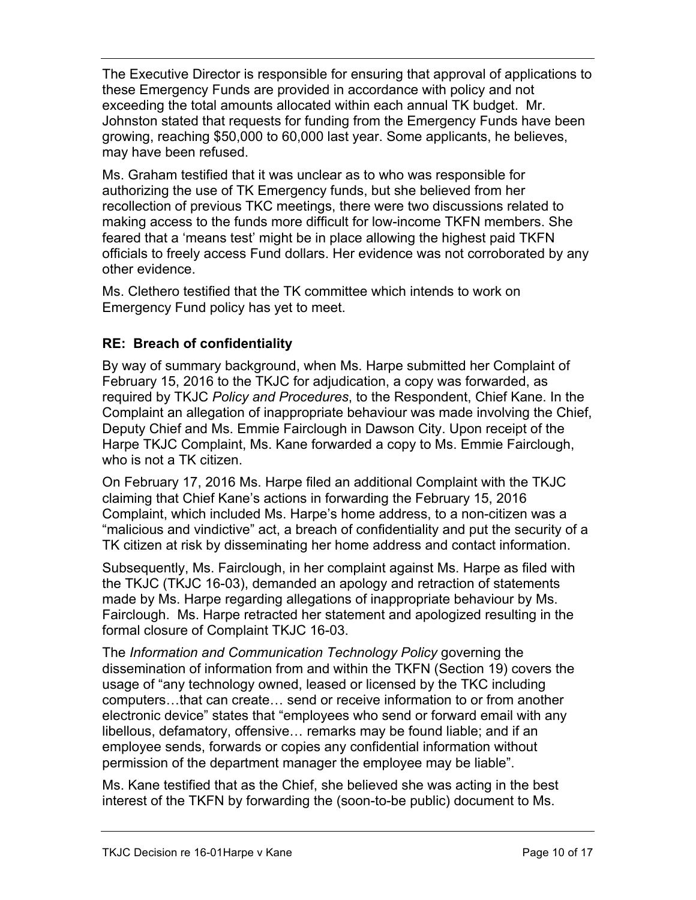The Executive Director is responsible for ensuring that approval of applications to these Emergency Funds are provided in accordance with policy and not exceeding the total amounts allocated within each annual TK budget. Mr. Johnston stated that requests for funding from the Emergency Funds have been growing, reaching $50,000 to 60,000 last year. Some applicants, he believes, may have been refused.

Ms. Graham testified that it was unclear as to who was responsible for authorizing the use of TK Emergency funds, but she believed from her recollection of previous TKC meetings, there were two discussions related to making access to the funds more difficult for low-income TKFN members. She feared that a 'means test' might be in place allowing the highest paid TKFN officials to freely access Fund dollars. Her evidence was not corroborated by any other evidence.

Ms. Clethero testified that the TK committee which intends to work on Emergency Fund policy has yet to meet.

**RE: Breach of confidentiality**

By way of summary background, when Ms. Harpe submitted her Complaint of February 15, 2016 to the TKJC for adjudication, a copy was forwarded, as required by TKJC *Policy and Procedures*, to the Respondent, Chief Kane. In the Complaint an allegation of inappropriate behaviour was made involving the Chief, Deputy Chief and Ms. Emmie Fairclough in Dawson City. Upon receipt of the Harpe TKJC Complaint, Ms. Kane forwarded a copy to Ms. Emmie Fairclough, who is not a TK citizen.

On February 17, 2016 Ms. Harpe filed an additional Complaint with the TKJC claiming that Chief Kane's actions in forwarding the February 15, 2016 Complaint, which included Ms. Harpe's home address, to a non-citizen was a "malicious and vindictive" act, a breach of confidentiality and put the security of a TK citizen at risk by disseminating her home address and contact information.

Subsequently, Ms. Fairclough, in her complaint against Ms. Harpe as filed with the TKJC (TKJC 16-03), demanded an apology and retraction of statements made by Ms. Harpe regarding allegations of inappropriate behaviour by Ms. Fairclough. Ms. Harpe retracted her statement and apologized resulting in the formal closure of Complaint TKJC 16-03.

The *Information and Communication Technology Policy* governing the dissemination of information from and within the TKFN (Section 19) covers the usage of "any technology owned, leased or licensed by the TKC including computers…that can create… send or receive information to or from another electronic device" states that "employees who send or forward email with any libellous, defamatory, offensive… remarks may be found liable; and if an employee sends, forwards or copies any confidential information without permission of the department manager the employee may be liable".

Ms. Kane testified that as the Chief, she believed she was acting in the best interest of the TKFN by forwarding the (soon-to-be public) document to Ms.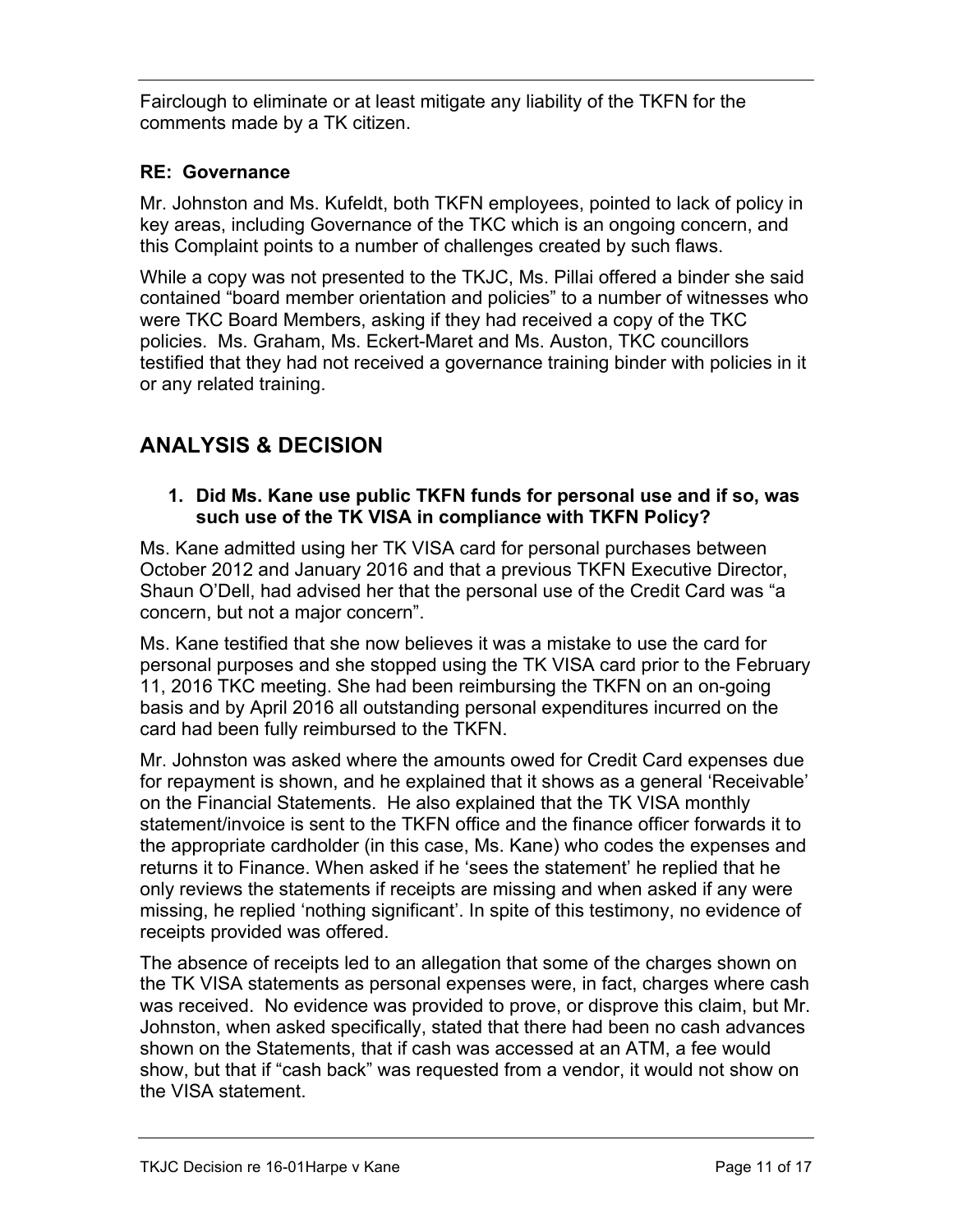Fairclough to eliminate or at least mitigate any liability of the TKFN for the comments made by a TK citizen.

### RE: Governance

Mr. Johnston and Ms. Kufeldt, both TKFN employees, pointed to lack of policy in key areas, including Governance of the TKC which is an ongoing concern, and this Complaint points to a number of challenges created by such flaws.

While a copy was not presented to the TKJC, Ms. Pillai offered a binder she said contained "board member orientation and policies" to a number of witnesses who were TKC Board Members, asking if they had received a copy of the TKC policies. Ms. Graham, Ms. Eckert-Maret and Ms. Auston, TKC councillors testified that they had not received a governance training binder with policies in it or any related training.

## ANALYSIS & DECISION

**1. Did Ms. Kane use public TKFN funds for personal use and if so, was such use of the TK VISA in compliance with TKFN Policy?**

Ms. Kane admitted using her TK VISA card for personal purchases between October 2012 and January 2016 and that a previous TKFN Executive Director, Shaun O'Dell, had advised her that the personal use of the Credit Card was "a concern, but not a major concern".

Ms. Kane testified that she now believes it was a mistake to use the card for personal purposes and she stopped using the TK VISA card prior to the February 11, 2016 TKC meeting. She had been reimbursing the TKFN on an on-going basis and by April 2016 all outstanding personal expenditures incurred on the card had been fully reimbursed to the TKFN.

Mr. Johnston was asked where the amounts owed for Credit Card expenses due for repayment is shown, and he explained that it shows as a general 'Receivable' on the Financial Statements. He also explained that the TK VISA monthly statement/invoice is sent to the TKFN office and the finance officer forwards it to the appropriate cardholder (in this case, Ms. Kane) who codes the expenses and returns it to Finance. When asked if he 'sees the statement' he replied that he only reviews the statements if receipts are missing and when asked if any were missing, he replied 'nothing significant'. In spite of this testimony, no evidence of receipts provided was offered.

The absence of receipts led to an allegation that some of the charges shown on the TK VISA statements as personal expenses were, in fact, charges where cash was received. No evidence was provided to prove, or disprove this claim, but Mr. Johnston, when asked specifically, stated that there had been no cash advances shown on the Statements, that if cash was accessed at an ATM, a fee would show, but that if "cash back" was requested from a vendor, it would not show on the VISA statement.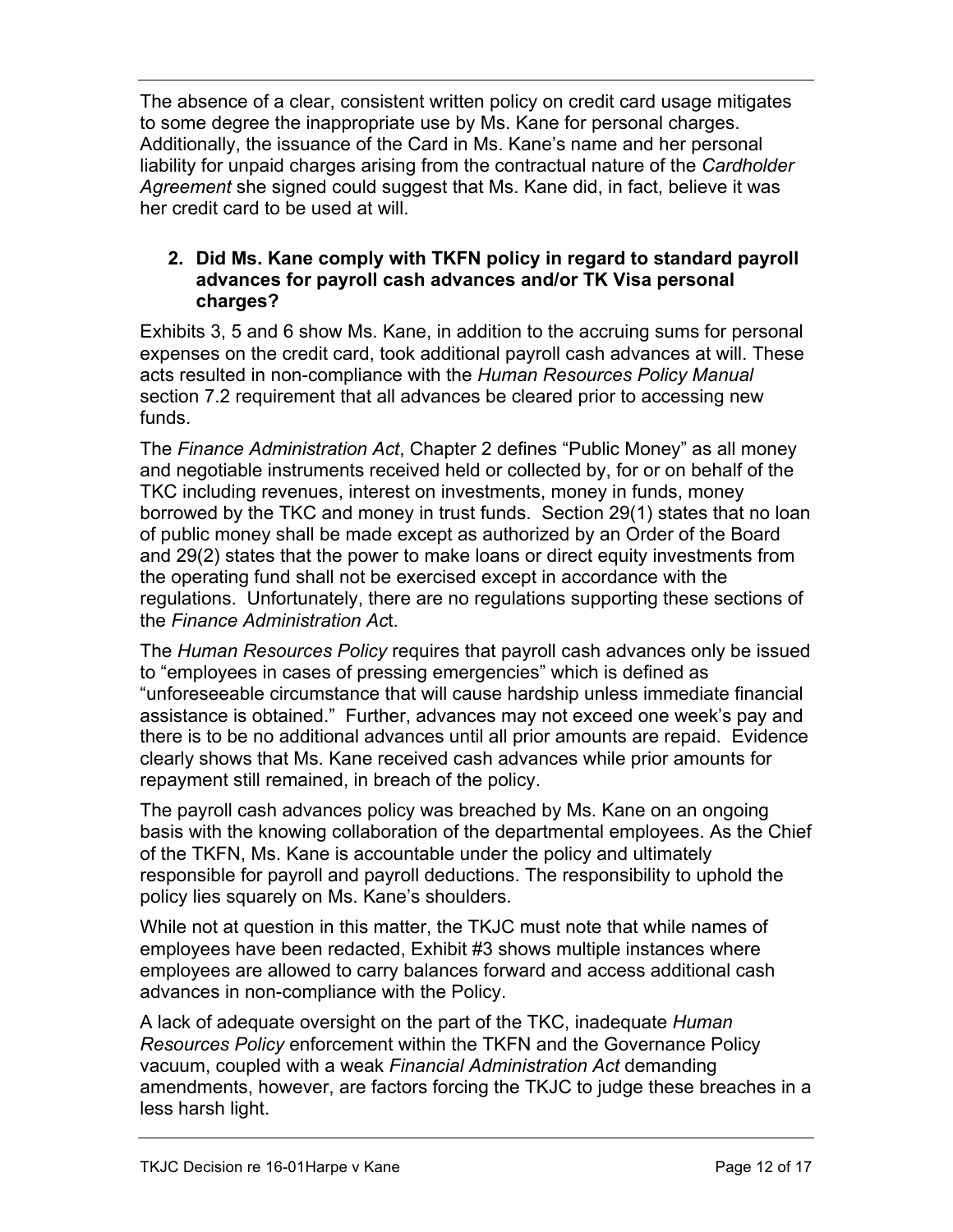The absence of a clear, consistent written policy on credit card usage mitigates to some degree the inappropriate use by Ms. Kane for personal charges. Additionally, the issuance of the Card in Ms. Kane's name and her personal liability for unpaid charges arising from the contractual nature of the *Cardholder Agreement* she signed could suggest that Ms. Kane did, in fact, believe it was her credit card to be used at will.

**2. Did Ms. Kane comply with TKFN policy in regard to standard payroll advances for payroll cash advances and/or TK Visa personal charges?**

Exhibits 3, 5 and 6 show Ms. Kane, in addition to the accruing sums for personal expenses on the credit card, took additional payroll cash advances at will. These acts resulted in non-compliance with the *Human Resources Policy Manual* section 7.2 requirement that all advances be cleared prior to accessing new funds.

The *Finance Administration Act*, Chapter 2 defines "Public Money" as all money and negotiable instruments received held or collected by, for or on behalf of the TKC including revenues, interest on investments, money in funds, money borrowed by the TKC and money in trust funds. Section 29(1) states that no loan of public money shall be made except as authorized by an Order of the Board and 29(2) states that the power to make loans or direct equity investments from the operating fund shall not be exercised except in accordance with the regulations. Unfortunately, there are no regulations supporting these sections of the *Finance Administration Act*.

The *Human Resources Policy* requires that payroll cash advances only be issued to "employees in cases of pressing emergencies" which is defined as "unforeseeable circumstance that will cause hardship unless immediate financial assistance is obtained." Further, advances may not exceed one week's pay and there is to be no additional advances until all prior amounts are repaid. Evidence clearly shows that Ms. Kane received cash advances while prior amounts for repayment still remained, in breach of the policy.

The payroll cash advances policy was breached by Ms. Kane on an ongoing basis with the knowing collaboration of the departmental employees. As the Chief of the TKFN, Ms. Kane is accountable under the policy and ultimately responsible for payroll and payroll deductions. The responsibility to uphold the policy lies squarely on Ms. Kane's shoulders.

While not at question in this matter, the TKJC must note that while names of employees have been redacted, Exhibit #3 shows multiple instances where employees are allowed to carry balances forward and access additional cash advances in non-compliance with the Policy.

A lack of adequate oversight on the part of the TKC, inadequate *Human Resources Policy* enforcement within the TKFN and the Governance Policy vacuum, coupled with a weak *Financial Administration Act* demanding amendments, however, are factors forcing the TKJC to judge these breaches in a less harsh light.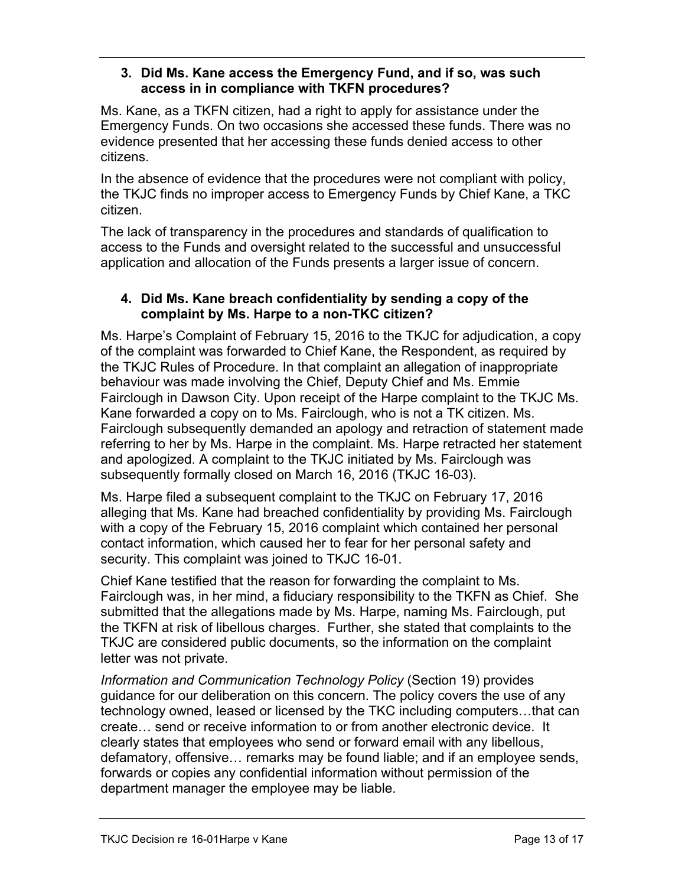### 3. Did Ms. Kane access the Emergency Fund, and if so, was such access in in compliance with TKFN procedures?

Ms. Kane, as a TKFN citizen, had a right to apply for assistance under the Emergency Funds. On two occasions she accessed these funds. There was no evidence presented that her accessing these funds denied access to other citizens.

In the absence of evidence that the procedures were not compliant with policy, the TKJC finds no improper access to Emergency Funds by Chief Kane, a TKC citizen.

The lack of transparency in the procedures and standards of qualification to access to the Funds and oversight related to the successful and unsuccessful application and allocation of the Funds presents a larger issue of concern.

### 4. Did Ms. Kane breach confidentiality by sending a copy of the complaint by Ms. Harpe to a non-TKC citizen?

Ms. Harpe's Complaint of February 15, 2016 to the TKJC for adjudication, a copy of the complaint was forwarded to Chief Kane, the Respondent, as required by the TKJC Rules of Procedure. In that complaint an allegation of inappropriate behaviour was made involving the Chief, Deputy Chief and Ms. Emmie Fairclough in Dawson City. Upon receipt of the Harpe complaint to the TKJC Ms. Kane forwarded a copy on to Ms. Fairclough, who is not a TK citizen. Ms. Fairclough subsequently demanded an apology and retraction of statement made referring to her by Ms. Harpe in the complaint. Ms. Harpe retracted her statement and apologized. A complaint to the TKJC initiated by Ms. Fairclough was subsequently formally closed on March 16, 2016 (TKJC 16-03).

Ms. Harpe filed a subsequent complaint to the TKJC on February 17, 2016 alleging that Ms. Kane had breached confidentiality by providing Ms. Fairclough with a copy of the February 15, 2016 complaint which contained her personal contact information, which caused her to fear for her personal safety and security. This complaint was joined to TKJC 16-01.

Chief Kane testified that the reason for forwarding the complaint to Ms. Fairclough was, in her mind, a fiduciary responsibility to the TKFN as Chief. She submitted that the allegations made by Ms. Harpe, naming Ms. Fairclough, put the TKFN at risk of libellous charges. Further, she stated that complaints to the TKJC are considered public documents, so the information on the complaint letter was not private.

*Information and Communication Technology Policy* (Section 19) provides guidance for our deliberation on this concern. The policy covers the use of any technology owned, leased or licensed by the TKC including computers…that can create… send or receive information to or from another electronic device. It clearly states that employees who send or forward email with any libellous, defamatory, offensive… remarks may be found liable; and if an employee sends, forwards or copies any confidential information without permission of the department manager the employee may be liable.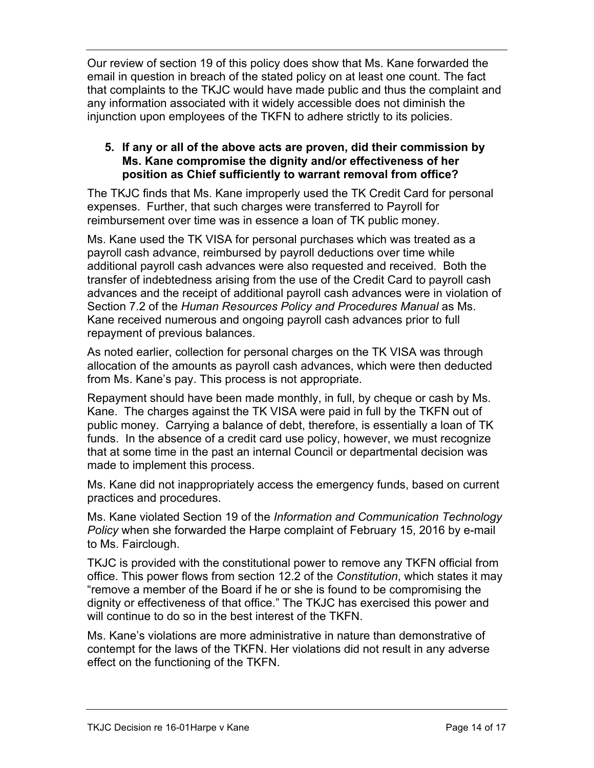Our review of section 19 of this policy does show that Ms. Kane forwarded the email in question in breach of the stated policy on at least one count. The fact that complaints to the TKJC would have made public and thus the complaint and any information associated with it widely accessible does not diminish the injunction upon employees of the TKFN to adhere strictly to its policies.

5. **If any or all of the above acts are proven, did their commission by Ms. Kane compromise the dignity and/or effectiveness of her position as Chief sufficiently to warrant removal from office?**

The TKJC finds that Ms. Kane improperly used the TK Credit Card for personal expenses. Further, that such charges were transferred to Payroll for reimbursement over time was in essence a loan of TK public money.

Ms. Kane used the TK VISA for personal purchases which was treated as a payroll cash advance, reimbursed by payroll deductions over time while additional payroll cash advances were also requested and received. Both the transfer of indebtedness arising from the use of the Credit Card to payroll cash advances and the receipt of additional payroll cash advances were in violation of Section 7.2 of the *Human Resources Policy and Procedures Manual* as Ms. Kane received numerous and ongoing payroll cash advances prior to full repayment of previous balances.

As noted earlier, collection for personal charges on the TK VISA was through allocation of the amounts as payroll cash advances, which were then deducted from Ms. Kane's pay. This process is not appropriate.

Repayment should have been made monthly, in full, by cheque or cash by Ms. Kane. The charges against the TK VISA were paid in full by the TKFN out of public money. Carrying a balance of debt, therefore, is essentially a loan of TK funds. In the absence of a credit card use policy, however, we must recognize that at some time in the past an internal Council or departmental decision was made to implement this process.

Ms. Kane did not inappropriately access the emergency funds, based on current practices and procedures.

Ms. Kane violated Section 19 of the *Information and Communication Technology Policy* when she forwarded the Harpe complaint of February 15, 2016 by e-mail to Ms. Fairclough.

TKJC is provided with the constitutional power to remove any TKFN official from office. This power flows from section 12.2 of the *Constitution*, which states it may "remove a member of the Board if he or she is found to be compromising the dignity or effectiveness of that office." The TKJC has exercised this power and will continue to do so in the best interest of the TKFN.

Ms. Kane's violations are more administrative in nature than demonstrative of contempt for the laws of the TKFN. Her violations did not result in any adverse effect on the functioning of the TKFN.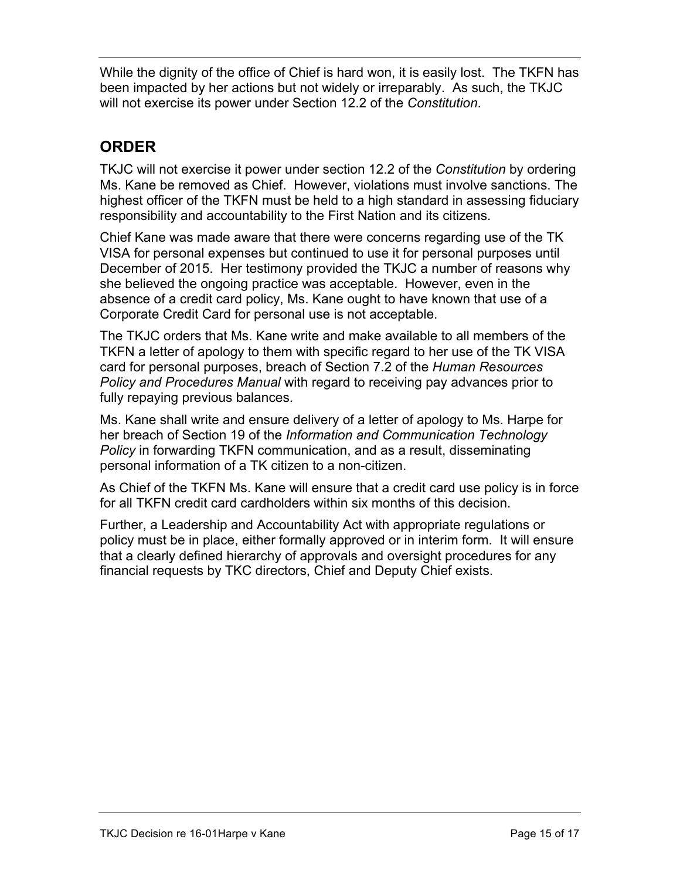While the dignity of the office of Chief is hard won, it is easily lost. The TKFN has been impacted by her actions but not widely or irreparably. As such, the TKJC will not exercise its power under Section 12.2 of the *Constitution*.

## ORDER

TKJC will not exercise it power under section 12.2 of the *Constitution* by ordering Ms. Kane be removed as Chief. However, violations must involve sanctions. The highest officer of the TKFN must be held to a high standard in assessing fiduciary responsibility and accountability to the First Nation and its citizens.

Chief Kane was made aware that there were concerns regarding use of the TK VISA for personal expenses but continued to use it for personal purposes until December of 2015. Her testimony provided the TKJC a number of reasons why she believed the ongoing practice was acceptable. However, even in the absence of a credit card policy, Ms. Kane ought to have known that use of a Corporate Credit Card for personal use is not acceptable.

The TKJC orders that Ms. Kane write and make available to all members of the TKFN a letter of apology to them with specific regard to her use of the TK VISA card for personal purposes, breach of Section 7.2 of the *Human Resources Policy and Procedures Manual* with regard to receiving pay advances prior to fully repaying previous balances.

Ms. Kane shall write and ensure delivery of a letter of apology to Ms. Harpe for her breach of Section 19 of the *Information and Communication Technology Policy* in forwarding TKFN communication, and as a result, disseminating personal information of a TK citizen to a non-citizen.

As Chief of the TKFN Ms. Kane will ensure that a credit card use policy is in force for all TKFN credit card cardholders within six months of this decision.

Further, a Leadership and Accountability Act with appropriate regulations or policy must be in place, either formally approved or in interim form. It will ensure that a clearly defined hierarchy of approvals and oversight procedures for any financial requests by TKC directors, Chief and Deputy Chief exists.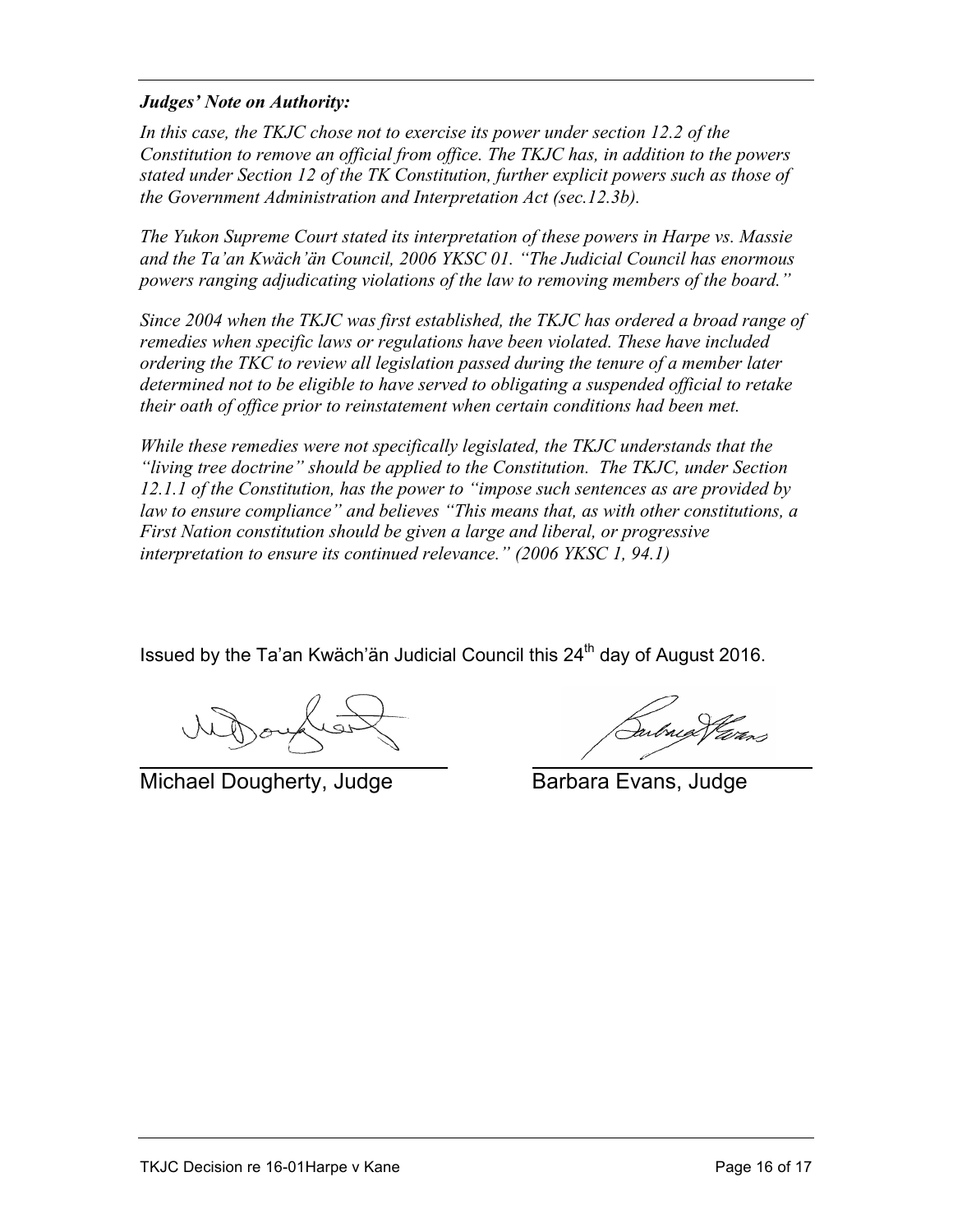***Judges' Note on Authority:***

*In this case, the TKJC chose not to exercise its power under section 12.2 of the Constitution to remove an official from office. The TKJC has, in addition to the powers stated under Section 12 of the TK Constitution, further explicit powers such as those of the Government Administration and Interpretation Act (sec.12.3b).*

*The Yukon Supreme Court stated its interpretation of these powers in Harpe vs. Massie and the Ta'an Kwäch'än Council, 2006 YKSC 01. "The Judicial Council has enormous powers ranging adjudicating violations of the law to removing members of the board."*

*Since 2004 when the TKJC was first established, the TKJC has ordered a broad range of remedies when specific laws or regulations have been violated. These have included ordering the TKC to review all legislation passed during the tenure of a member later determined not to be eligible to have served to obligating a suspended official to retake their oath of office prior to reinstatement when certain conditions had been met.*

*While these remedies were not specifically legislated, the TKJC understands that the "living tree doctrine" should be applied to the Constitution. The TKJC, under Section 12.1.1 of the Constitution, has the power to "impose such sentences as are provided by law to ensure compliance" and believes "This means that, as with other constitutions, a First Nation constitution should be given a large and liberal, or progressive interpretation to ensure its continued relevance." (2006 YKSC 1, 94.1)*

Issued by the Ta'an Kwäch'än Judicial Council this 24th day of August 2016.

Michael Dougherty, Judge

Barbara Evans, Judge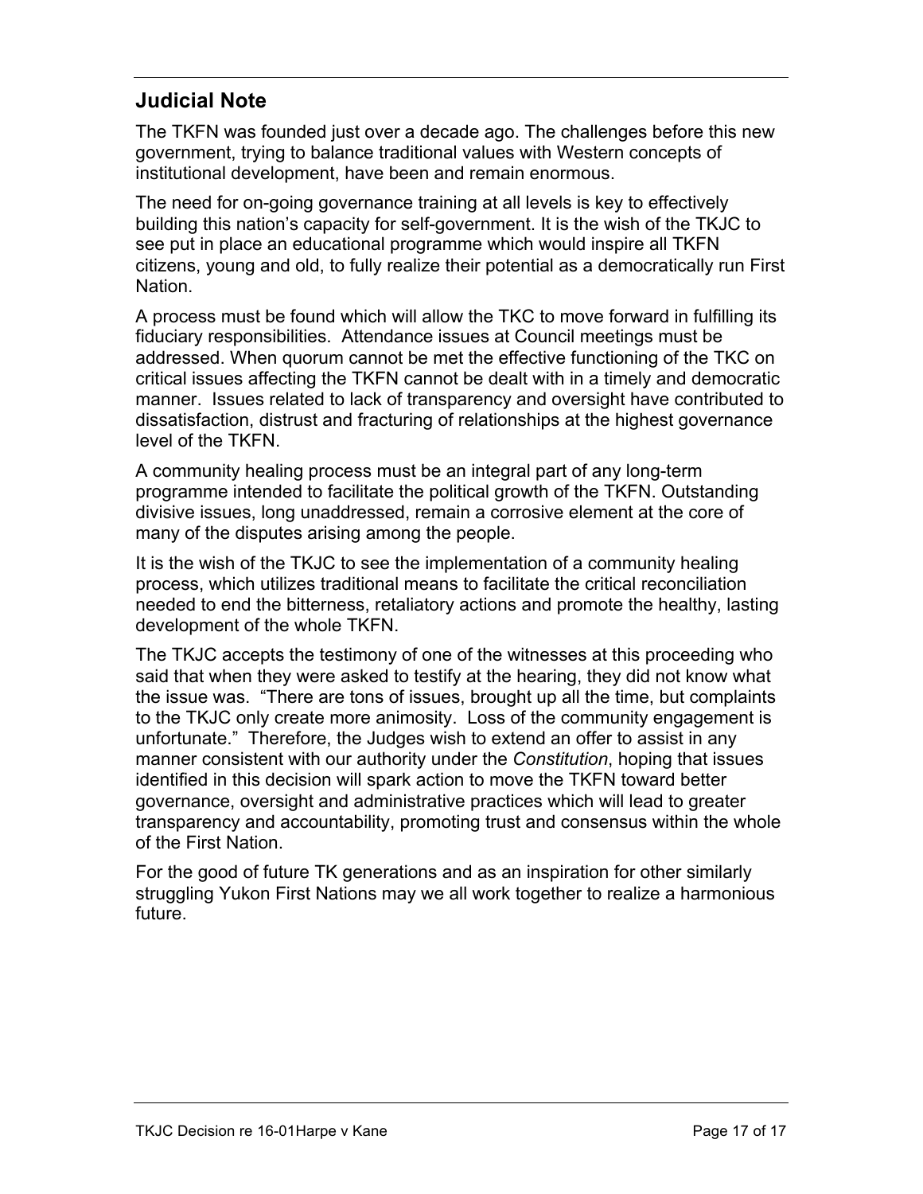## Judicial Note

The TKFN was founded just over a decade ago. The challenges before this new government, trying to balance traditional values with Western concepts of institutional development, have been and remain enormous.

The need for on-going governance training at all levels is key to effectively building this nation's capacity for self-government. It is the wish of the TKJC to see put in place an educational programme which would inspire all TKFN citizens, young and old, to fully realize their potential as a democratically run First Nation.

A process must be found which will allow the TKC to move forward in fulfilling its fiduciary responsibilities. Attendance issues at Council meetings must be addressed. When quorum cannot be met the effective functioning of the TKC on critical issues affecting the TKFN cannot be dealt with in a timely and democratic manner. Issues related to lack of transparency and oversight have contributed to dissatisfaction, distrust and fracturing of relationships at the highest governance level of the TKFN.

A community healing process must be an integral part of any long-term programme intended to facilitate the political growth of the TKFN. Outstanding divisive issues, long unaddressed, remain a corrosive element at the core of many of the disputes arising among the people.

It is the wish of the TKJC to see the implementation of a community healing process, which utilizes traditional means to facilitate the critical reconciliation needed to end the bitterness, retaliatory actions and promote the healthy, lasting development of the whole TKFN.

The TKJC accepts the testimony of one of the witnesses at this proceeding who said that when they were asked to testify at the hearing, they did not know what the issue was. "There are tons of issues, brought up all the time, but complaints to the TKJC only create more animosity. Loss of the community engagement is unfortunate." Therefore, the Judges wish to extend an offer to assist in any manner consistent with our authority under the *Constitution*, hoping that issues identified in this decision will spark action to move the TKFN toward better governance, oversight and administrative practices which will lead to greater transparency and accountability, promoting trust and consensus within the whole of the First Nation.

For the good of future TK generations and as an inspiration for other similarly struggling Yukon First Nations may we all work together to realize a harmonious future.